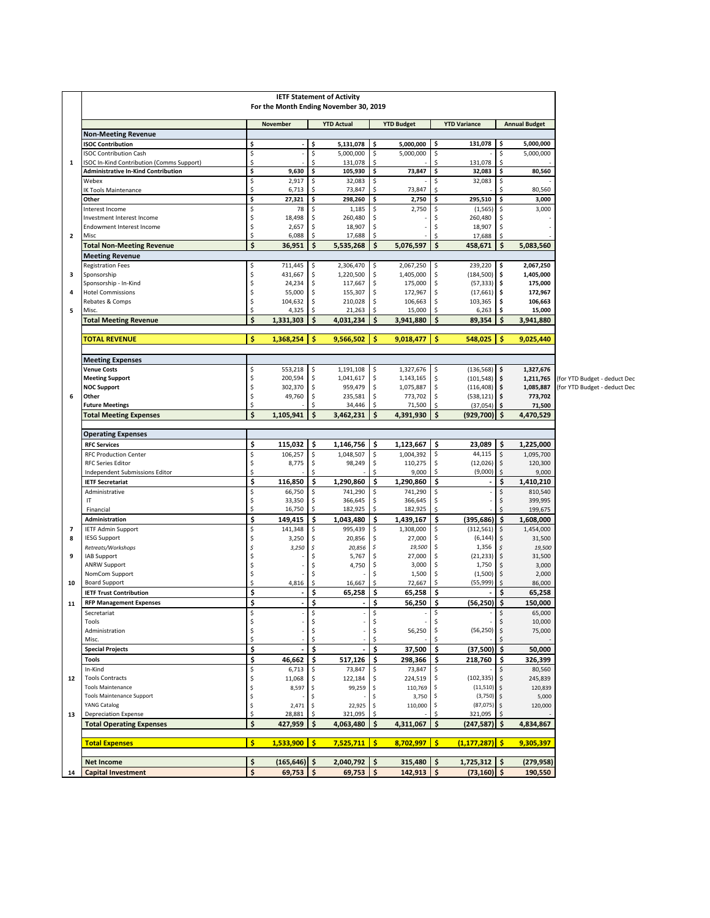# IETF Statement of Activity

## For the Month Ending November 30, 2019

| | | November | YTD Actual | YTD Budget | YTD Variance | Annual Budget | |
|---|---|---|---|---|---|---|---|
| | **Non-Meeting Revenue** | | | | | | |
| | **ISOC Contribution** | **$ -** | **$ 5,131,078** | **$ 5,000,000** | **$ 131,078** | **$ 5,000,000** | |
| | ISOC Contribution Cash | $ - | $ 5,000,000 | $ 5,000,000 | $ - | $ 5,000,000 | |
| 1 | ISOC In-Kind Contribution (Comms Support) | $ - | $ 131,078 | $ - | $ 131,078 | $ - | |
| | **Administrative In-Kind Contribution** | **$ 9,630** | **$ 105,930** | **$ 73,847** | **$ 32,083** | **$ 80,560** | |
| | Webex | $ 2,917 | $ 32,083 | $ - | $ 32,083 | $ - | |
| | IK Tools Maintenance | $ 6,713 | $ 73,847 | $ 73,847 | $ - | $ 80,560 | |
| | **Other** | **$ 27,321** | **$ 298,260** | **$ 2,750** | **$ 295,510** | **$ 3,000** | |
| | Interest Income | $ 78 | $ 1,185 | $ 2,750 | $ (1,565) | $ 3,000 | |
| | Investment Interest Income | $ 18,498 | $ 260,480 | $ - | $ 260,480 | $ - | |
| | Endowment Interest Income | $ 2,657 | $ 18,907 | $ - | $ 18,907 | $ - | |
| 2 | Misc | $ 6,088 | $ 17,688 | $ - | $ 17,688 | $ - | |
| | **Total Non-Meeting Revenue** | **$ 36,951** | **$ 5,535,268** | **$ 5,076,597** | **$ 458,671** | **$ 5,083,560** | |
| | **Meeting Revenue** | | | | | | |
| | Registration Fees | $ 711,445 | $ 2,306,470 | $ 2,067,250 | $ 239,220 | **$ 2,067,250** | |
| 3 | Sponsorship | $ 431,667 | $ 1,220,500 | $ 1,405,000 | $ (184,500) | **$ 1,405,000** | |
| | Sponsorship - In-Kind | $ 24,234 | $ 117,667 | $ 175,000 | $ (57,333) | **$ 175,000** | |
| 4 | Hotel Commissions | $ 55,000 | $ 155,307 | $ 172,967 | $ (17,661) | **$ 172,967** | |
| | Rebates & Comps | $ 104,632 | $ 210,028 | $ 106,663 | $ 103,365 | **$ 106,663** | |
| 5 | Misc. | $ 4,325 | $ 21,263 | $ 15,000 | $ 6,263 | **$ 15,000** | |
| | **Total Meeting Revenue** | **$ 1,331,303** | **$ 4,031,234** | **$ 3,941,880** | **$ 89,354** | **$ 3,941,880** | |
| | **TOTAL REVENUE** | **$ 1,368,254** | **$ 9,566,502** | **$ 9,018,477** | **$ 548,025** | **$ 9,025,440** | |
| | **Meeting Expenses** | | | | | | |
| | **Venue Costs** | $ 553,218 | $ 1,191,108 | $ 1,327,676 | $ (136,568) | **$ 1,327,676** | |
| | **Meeting Support** | $ 200,594 | $ 1,041,617 | $ 1,143,165 | $ (101,548) | **$ 1,211,765** | (for YTD Budget - deduct Dec |
| | **NOC Support** | $ 302,370 | $ 959,479 | $ 1,075,887 | $ (116,408) | **$ 1,085,887** | (for YTD Budget - deduct Dec |
| 6 | **Other** | $ 49,760 | $ 235,581 | $ 773,702 | $ (538,121) | **$ 773,702** | |
| | **Future Meetings** | $ - | $ 34,446 | $ 71,500 | $ (37,054) | **$ 71,500** | |
| | **Total Meeting Expenses** | **$ 1,105,941** | **$ 3,462,231** | **$ 4,391,930** | **$ (929,700)** | **$ 4,470,529** | |
| | **Operating Expenses** | | | | | | |
| | **RFC Services** | **$ 115,032** | **$ 1,146,756** | **$ 1,123,667** | **$ 23,089** | **$ 1,225,000** | |
| | RFC Production Center | $ 106,257 | $ 1,048,507 | $ 1,004,392 | $ 44,115 | $ 1,095,700 | |
| | RFC Series Editor | $ 8,775 | $ 98,249 | $ 110,275 | $ (12,026) | $ 120,300 | |
| | Independent Submissions Editor | $ - | $ - | $ 9,000 | $ (9,000) | $ 9,000 | |
| | **IETF Secretariat** | **$ 116,850** | **$ 1,290,860** | **$ 1,290,860** | **$ -** | **$ 1,410,210** | |
| | Administrative | $ 66,750 | $ 741,290 | $ 741,290 | $ - | $ 810,540 | |
| | IT | $ 33,350 | $ 366,645 | $ 366,645 | $ - | $ 399,995 | |
| | Financial | $ 16,750 | $ 182,925 | $ 182,925 | $ - | $ 199,675 | |
| | **Administration** | **$ 149,415** | **$ 1,043,480** | **$ 1,439,167** | **$ (395,686)** | **$ 1,608,000** | |
| 7 | IETF Admin Support | $ 141,348 | $ 995,439 | $ 1,308,000 | $ (312,561) | $ 1,454,000 | |
| 8 | IESG Support | $ 3,250 | $ 20,856 | $ 27,000 | $ (6,144) | $ 31,500 | |
| | *Retreats/Workshops* | *$ 3,250* | *$ 20,856* | *$ 19,500* | $ 1,356 | *$ 19,500* | |
| 9 | IAB Support | $ - | $ 5,767 | $ 27,000 | $ (21,233) | $ 31,500 | |
| | ANRW Support | $ - | $ 4,750 | $ 3,000 | $ 1,750 | $ 3,000 | |
| | NomCom Support | $ - | $ - | $ 1,500 | $ (1,500) | $ 2,000 | |
| 10 | Board Support | $ 4,816 | $ 16,667 | $ 72,667 | $ (55,999) | $ 86,000 | |
| | **IETF Trust Contribution** | **$ -** | **$ 65,258** | **$ 65,258** | **$ -** | **$ 65,258** | |
| 11 | **RFP Management Expenses** | **$ -** | **$ -** | **$ 56,250** | **$ (56,250)** | **$ 150,000** | |
| | Secretariat | $ - | $ - | $ - | $ - | $ 65,000 | |
| | Tools | $ - | $ - | $ - | $ - | $ 10,000 | |
| | Administration | $ - | $ - | $ 56,250 | $ (56,250) | $ 75,000 | |
| | Misc. | $ - | $ - | $ - | $ - | $ - | |
| | **Special Projects** | **$ -** | **$ -** | **$ 37,500** | **$ (37,500)** | **$ 50,000** | |
| | **Tools** | **$ 46,662** | **$ 517,126** | **$ 298,366** | **$ 218,760** | **$ 326,399** | |
| | In-Kind | $ 6,713 | $ 73,847 | $ 73,847 | $ - | $ 80,560 | |
| 12 | Tools Contracts | $ 11,068 | $ 122,184 | $ 224,519 | $ (102,335) | $ 245,839 | |
| | Tools Maintenance | $ 8,597 | $ 99,259 | $ 110,769 | $ (11,510) | $ 120,839 | |
| | Tools Maintenance Support | $ - | $ - | $ 3,750 | $ (3,750) | $ 5,000 | |
| | YANG Catalog | $ 2,471 | $ 22,925 | $ 110,000 | $ (87,075) | $ 120,000 | |
| 13 | Depreciation Expense | $ 28,881 | $ 321,095 | $ - | $ 321,095 | $ - | |
| | **Total Operating Expenses** | **$ 427,959** | **$ 4,063,480** | **$ 4,311,067** | **$ (247,587)** | **$ 4,834,867** | |
| | **Total Expenses** | **$ 1,533,900** | **$ 7,525,711** | **$ 8,702,997** | **$ (1,177,287)** | **$ 9,305,397** | |
| | **Net Income** | **$ (165,646)** | **$ 2,040,792** | **$ 315,480** | **$ 1,725,312** | **$ (279,958)** | |
| 14 | **Capital Investment** | **$ 69,753** | **$ 69,753** | **$ 142,913** | **$ (73,160)** | **$ 190,550** | |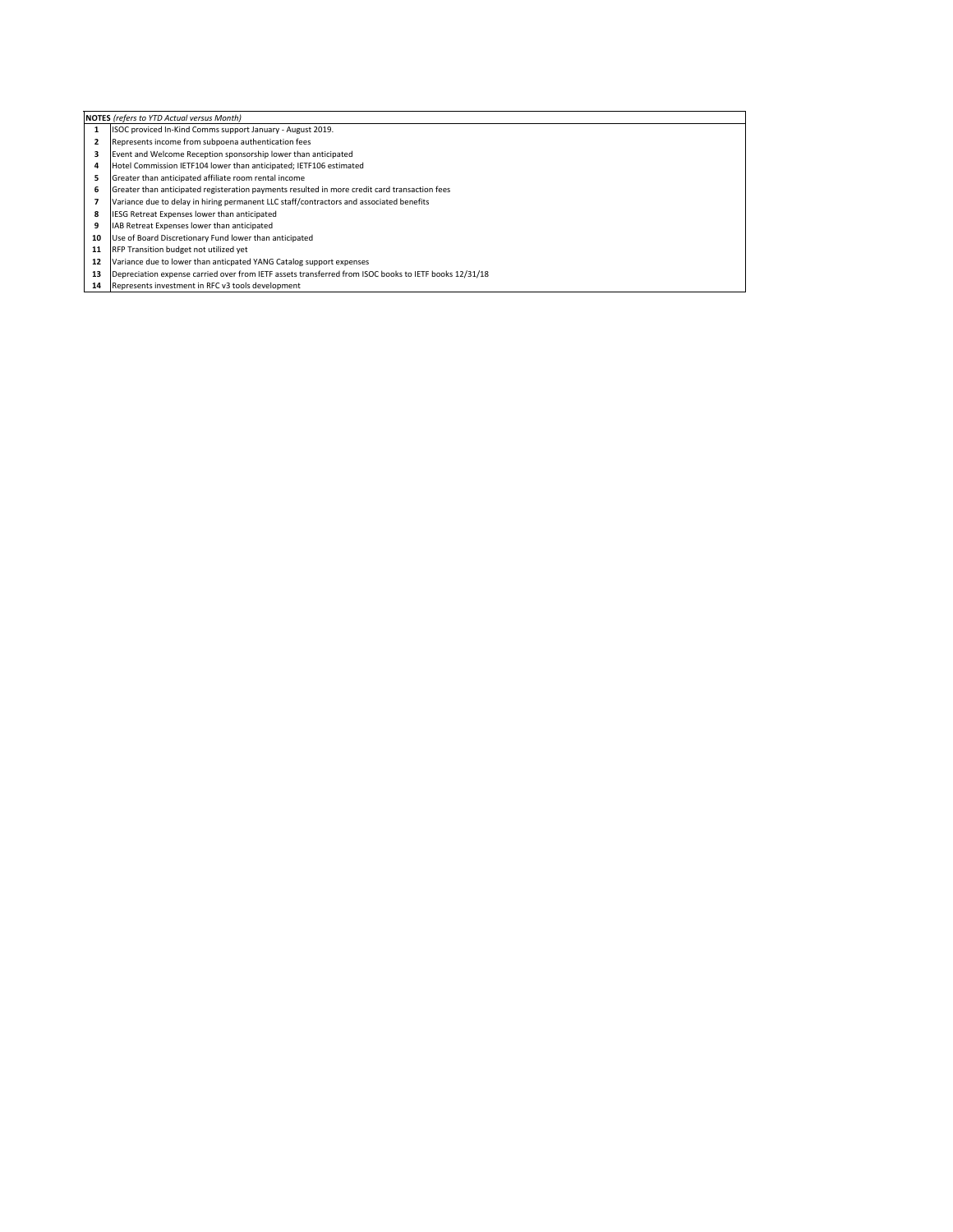| **NOTES** *(refers to YTD Actual versus Month)* | |
|---|---|
| **1** | ISOC proviced In-Kind Comms support January - August 2019. |
| **2** | Represents income from subpoena authentication fees |
| **3** | Event and Welcome Reception sponsorship lower than anticipated |
| **4** | Hotel Commission IETF104 lower than anticipated; IETF106 estimated |
| **5** | Greater than anticipated affiliate room rental income |
| **6** | Greater than anticipated registeration payments resulted in more credit card transaction fees |
| **7** | Variance due to delay in hiring permanent LLC staff/contractors and associated benefits |
| **8** | IESG Retreat Expenses lower than anticipated |
| **9** | IAB Retreat Expenses lower than anticipated |
| **10** | Use of Board Discretionary Fund lower than anticipated |
| **11** | RFP Transition budget not utilized yet |
| **12** | Variance due to lower than anticpated YANG Catalog support expenses |
| **13** | Depreciation expense carried over from IETF assets transferred from ISOC books to IETF books 12/31/18 |
| **14** | Represents investment in RFC v3 tools development |